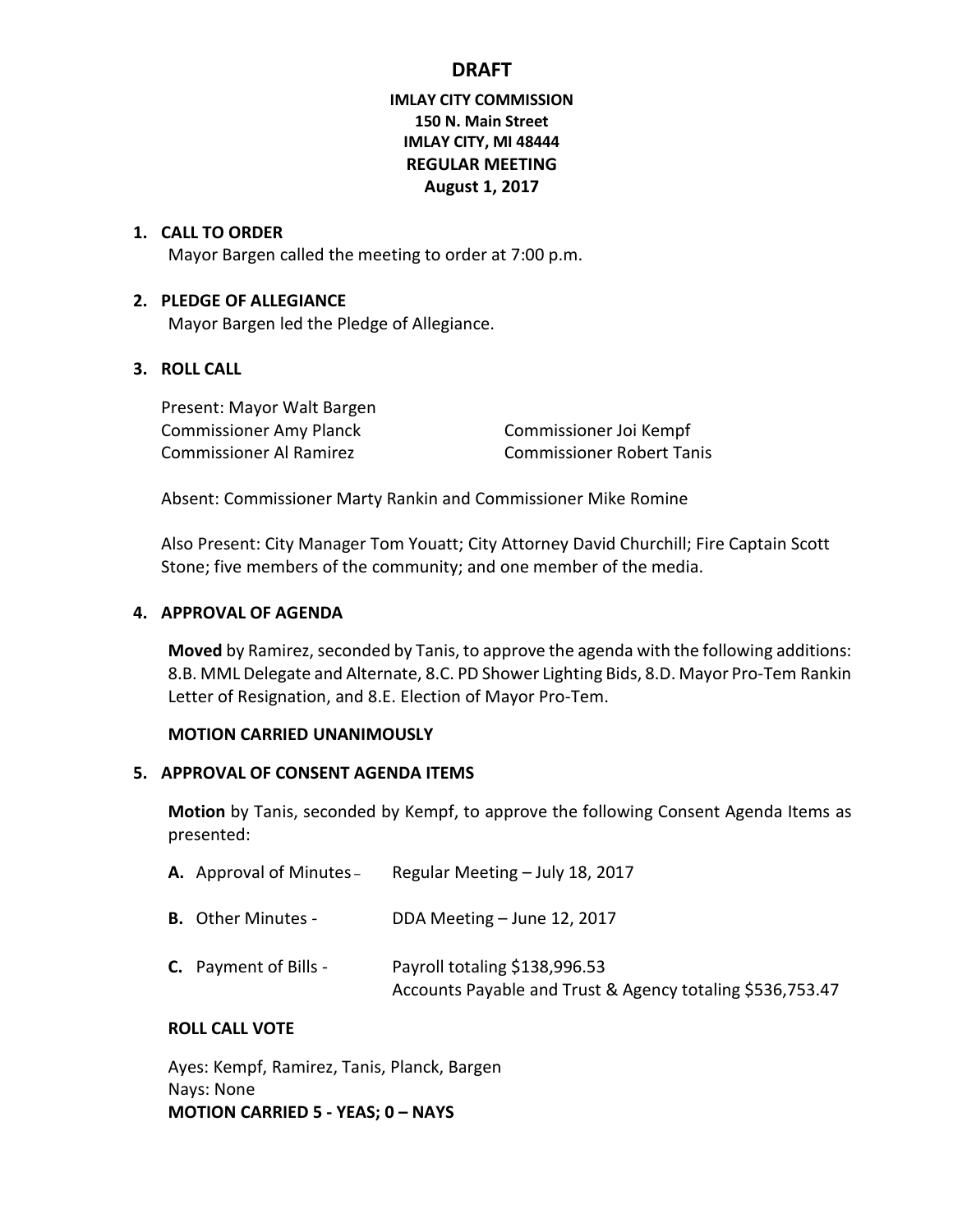# DRAFT

**IMLAY CITY COMMISSION**
**150 N. Main Street**
**IMLAY CITY, MI 48444**
**REGULAR MEETING**
**August 1, 2017**

1. **CALL TO ORDER**

   Mayor Bargen called the meeting to order at 7:00 p.m.

2. **PLEDGE OF ALLEGIANCE**

   Mayor Bargen led the Pledge of Allegiance.

3. **ROLL CALL**

   Present: Mayor Walt Bargen
   Commissioner Amy Planck
   Commissioner Joi Kempf
   Commissioner Al Ramirez
   Commissioner Robert Tanis

   Absent: Commissioner Marty Rankin and Commissioner Mike Romine

   Also Present: City Manager Tom Youatt; City Attorney David Churchill; Fire Captain Scott Stone; five members of the community; and one member of the media.

4. **APPROVAL OF AGENDA**

   **Moved** by Ramirez, seconded by Tanis, to approve the agenda with the following additions: 8.B. MML Delegate and Alternate, 8.C. PD Shower Lighting Bids, 8.D. Mayor Pro-Tem Rankin Letter of Resignation, and 8.E. Election of Mayor Pro-Tem.

   **MOTION CARRIED UNANIMOUSLY**

5. **APPROVAL OF CONSENT AGENDA ITEMS**

   **Motion** by Tanis, seconded by Kempf, to approve the following Consent Agenda Items as presented:

   **A.** Approval of Minutes – Regular Meeting – July 18, 2017

   **B.** Other Minutes - DDA Meeting – June 12, 2017

   **C.** Payment of Bills - Payroll totaling $138,996.53
   Accounts Payable and Trust & Agency totaling $536,753.47

   **ROLL CALL VOTE**

   Ayes: Kempf, Ramirez, Tanis, Planck, Bargen
   Nays: None
   **MOTION CARRIED 5 - YEAS; 0 – NAYS**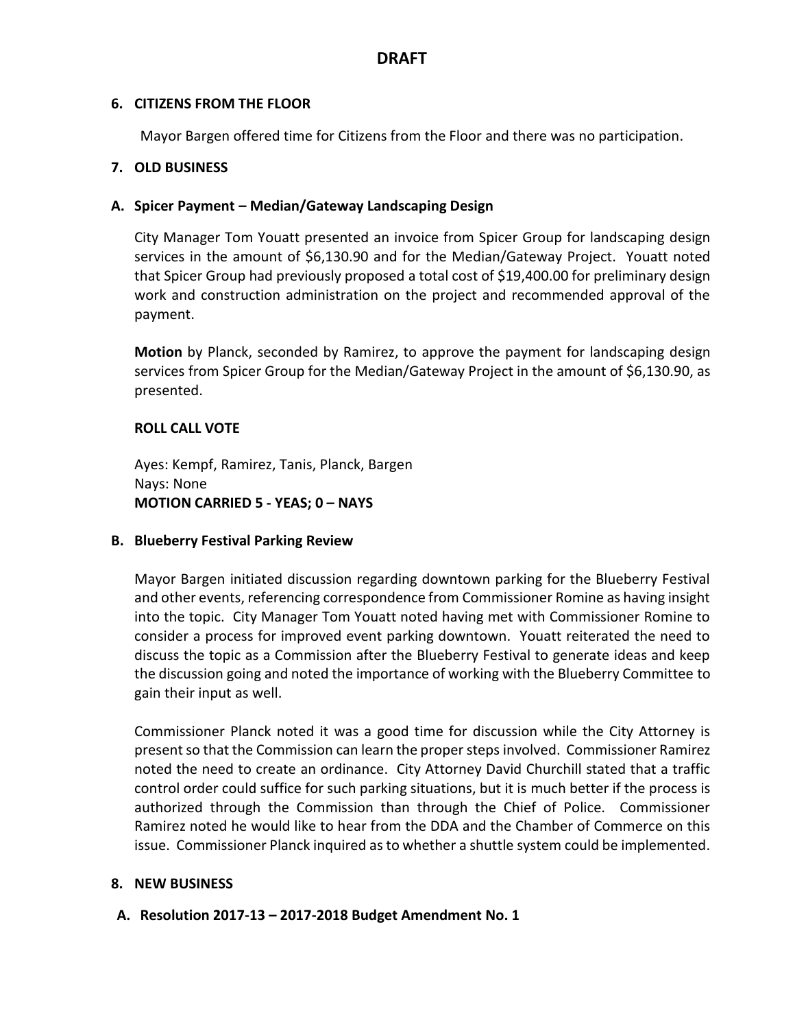# DRAFT

## 6. CITIZENS FROM THE FLOOR

Mayor Bargen offered time for Citizens from the Floor and there was no participation.

## 7. OLD BUSINESS

### A. Spicer Payment – Median/Gateway Landscaping Design

City Manager Tom Youatt presented an invoice from Spicer Group for landscaping design services in the amount of $6,130.90 and for the Median/Gateway Project. Youatt noted that Spicer Group had previously proposed a total cost of $19,400.00 for preliminary design work and construction administration on the project and recommended approval of the payment.

**Motion** by Planck, seconded by Ramirez, to approve the payment for landscaping design services from Spicer Group for the Median/Gateway Project in the amount of $6,130.90, as presented.

**ROLL CALL VOTE**

Ayes: Kempf, Ramirez, Tanis, Planck, Bargen
Nays: None
**MOTION CARRIED 5 - YEAS; 0 – NAYS**

### B. Blueberry Festival Parking Review

Mayor Bargen initiated discussion regarding downtown parking for the Blueberry Festival and other events, referencing correspondence from Commissioner Romine as having insight into the topic. City Manager Tom Youatt noted having met with Commissioner Romine to consider a process for improved event parking downtown. Youatt reiterated the need to discuss the topic as a Commission after the Blueberry Festival to generate ideas and keep the discussion going and noted the importance of working with the Blueberry Committee to gain their input as well.

Commissioner Planck noted it was a good time for discussion while the City Attorney is present so that the Commission can learn the proper steps involved. Commissioner Ramirez noted the need to create an ordinance. City Attorney David Churchill stated that a traffic control order could suffice for such parking situations, but it is much better if the process is authorized through the Commission than through the Chief of Police. Commissioner Ramirez noted he would like to hear from the DDA and the Chamber of Commerce on this issue. Commissioner Planck inquired as to whether a shuttle system could be implemented.

## 8. NEW BUSINESS

### A. Resolution 2017-13 – 2017-2018 Budget Amendment No. 1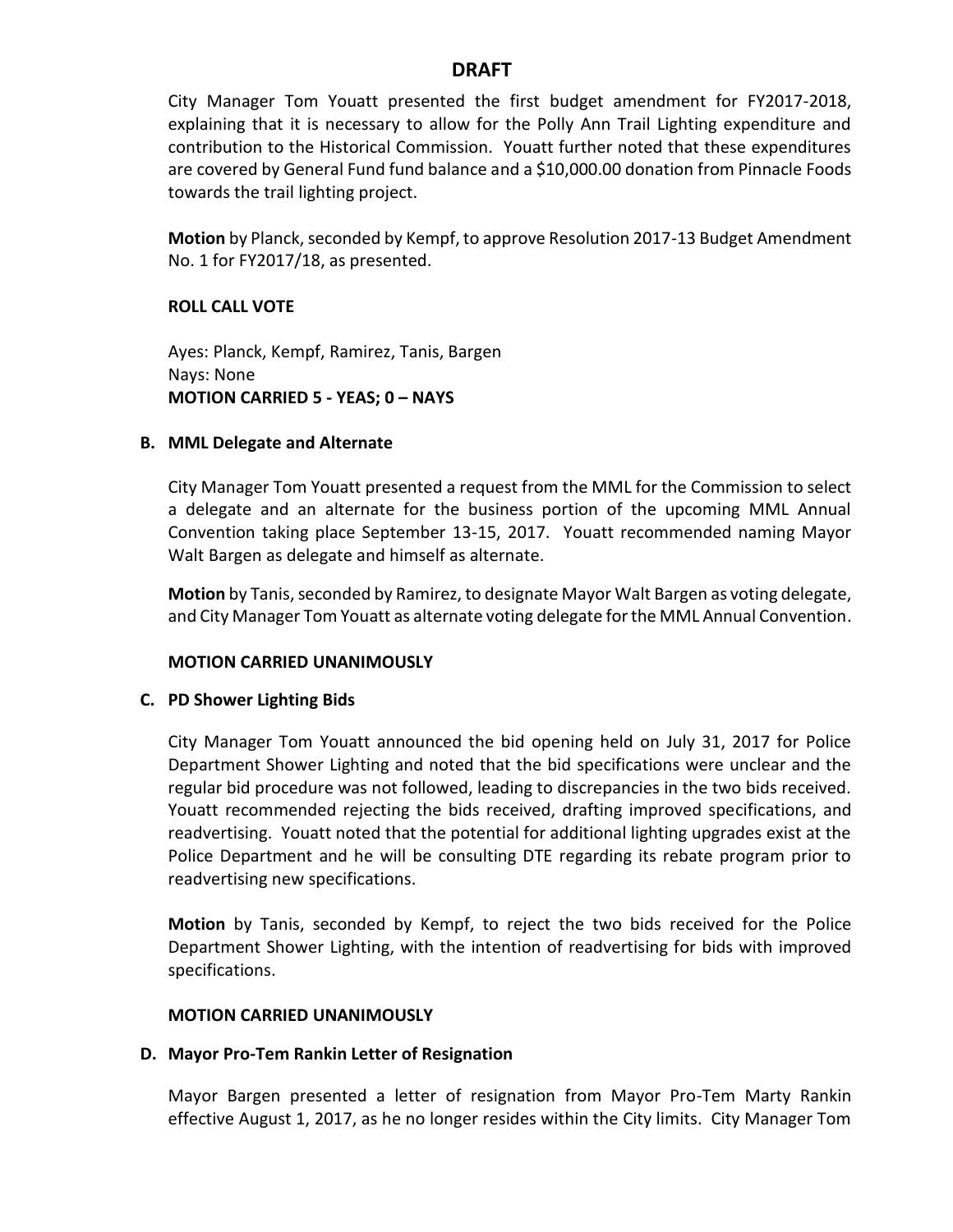# DRAFT

City Manager Tom Youatt presented the first budget amendment for FY2017-2018, explaining that it is necessary to allow for the Polly Ann Trail Lighting expenditure and contribution to the Historical Commission. Youatt further noted that these expenditures are covered by General Fund fund balance and a $10,000.00 donation from Pinnacle Foods towards the trail lighting project.

**Motion** by Planck, seconded by Kempf, to approve Resolution 2017-13 Budget Amendment No. 1 for FY2017/18, as presented.

**ROLL CALL VOTE**

Ayes: Planck, Kempf, Ramirez, Tanis, Bargen
Nays: None
**MOTION CARRIED 5 - YEAS; 0 – NAYS**

### B. MML Delegate and Alternate

City Manager Tom Youatt presented a request from the MML for the Commission to select a delegate and an alternate for the business portion of the upcoming MML Annual Convention taking place September 13-15, 2017. Youatt recommended naming Mayor Walt Bargen as delegate and himself as alternate.

**Motion** by Tanis, seconded by Ramirez, to designate Mayor Walt Bargen as voting delegate, and City Manager Tom Youatt as alternate voting delegate for the MML Annual Convention.

**MOTION CARRIED UNANIMOUSLY**

### C. PD Shower Lighting Bids

City Manager Tom Youatt announced the bid opening held on July 31, 2017 for Police Department Shower Lighting and noted that the bid specifications were unclear and the regular bid procedure was not followed, leading to discrepancies in the two bids received. Youatt recommended rejecting the bids received, drafting improved specifications, and readvertising. Youatt noted that the potential for additional lighting upgrades exist at the Police Department and he will be consulting DTE regarding its rebate program prior to readvertising new specifications.

**Motion** by Tanis, seconded by Kempf, to reject the two bids received for the Police Department Shower Lighting, with the intention of readvertising for bids with improved specifications.

**MOTION CARRIED UNANIMOUSLY**

### D. Mayor Pro-Tem Rankin Letter of Resignation

Mayor Bargen presented a letter of resignation from Mayor Pro-Tem Marty Rankin effective August 1, 2017, as he no longer resides within the City limits. City Manager Tom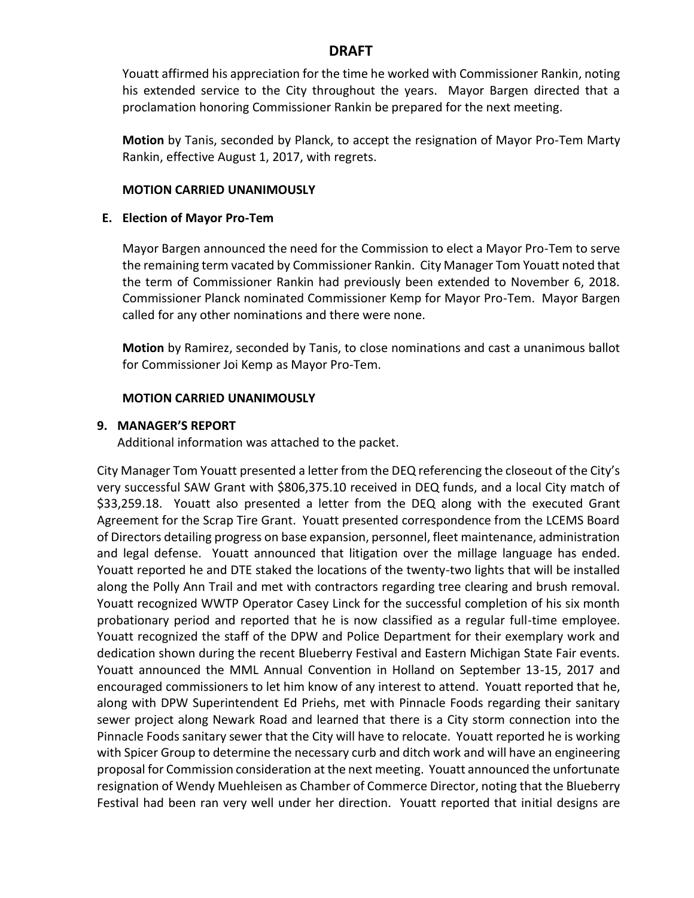# DRAFT

Youatt affirmed his appreciation for the time he worked with Commissioner Rankin, noting his extended service to the City throughout the years. Mayor Bargen directed that a proclamation honoring Commissioner Rankin be prepared for the next meeting.

**Motion** by Tanis, seconded by Planck, to accept the resignation of Mayor Pro-Tem Marty Rankin, effective August 1, 2017, with regrets.

**MOTION CARRIED UNANIMOUSLY**

**E. Election of Mayor Pro-Tem**

Mayor Bargen announced the need for the Commission to elect a Mayor Pro-Tem to serve the remaining term vacated by Commissioner Rankin. City Manager Tom Youatt noted that the term of Commissioner Rankin had previously been extended to November 6, 2018. Commissioner Planck nominated Commissioner Kemp for Mayor Pro-Tem. Mayor Bargen called for any other nominations and there were none.

**Motion** by Ramirez, seconded by Tanis, to close nominations and cast a unanimous ballot for Commissioner Joi Kemp as Mayor Pro-Tem.

**MOTION CARRIED UNANIMOUSLY**

**9. MANAGER'S REPORT**

Additional information was attached to the packet.

City Manager Tom Youatt presented a letter from the DEQ referencing the closeout of the City's very successful SAW Grant with $806,375.10 received in DEQ funds, and a local City match of $33,259.18. Youatt also presented a letter from the DEQ along with the executed Grant Agreement for the Scrap Tire Grant. Youatt presented correspondence from the LCEMS Board of Directors detailing progress on base expansion, personnel, fleet maintenance, administration and legal defense. Youatt announced that litigation over the millage language has ended. Youatt reported he and DTE staked the locations of the twenty-two lights that will be installed along the Polly Ann Trail and met with contractors regarding tree clearing and brush removal. Youatt recognized WWTP Operator Casey Linck for the successful completion of his six month probationary period and reported that he is now classified as a regular full-time employee. Youatt recognized the staff of the DPW and Police Department for their exemplary work and dedication shown during the recent Blueberry Festival and Eastern Michigan State Fair events. Youatt announced the MML Annual Convention in Holland on September 13-15, 2017 and encouraged commissioners to let him know of any interest to attend. Youatt reported that he, along with DPW Superintendent Ed Priehs, met with Pinnacle Foods regarding their sanitary sewer project along Newark Road and learned that there is a City storm connection into the Pinnacle Foods sanitary sewer that the City will have to relocate. Youatt reported he is working with Spicer Group to determine the necessary curb and ditch work and will have an engineering proposal for Commission consideration at the next meeting. Youatt announced the unfortunate resignation of Wendy Muehleisen as Chamber of Commerce Director, noting that the Blueberry Festival had been ran very well under her direction. Youatt reported that initial designs are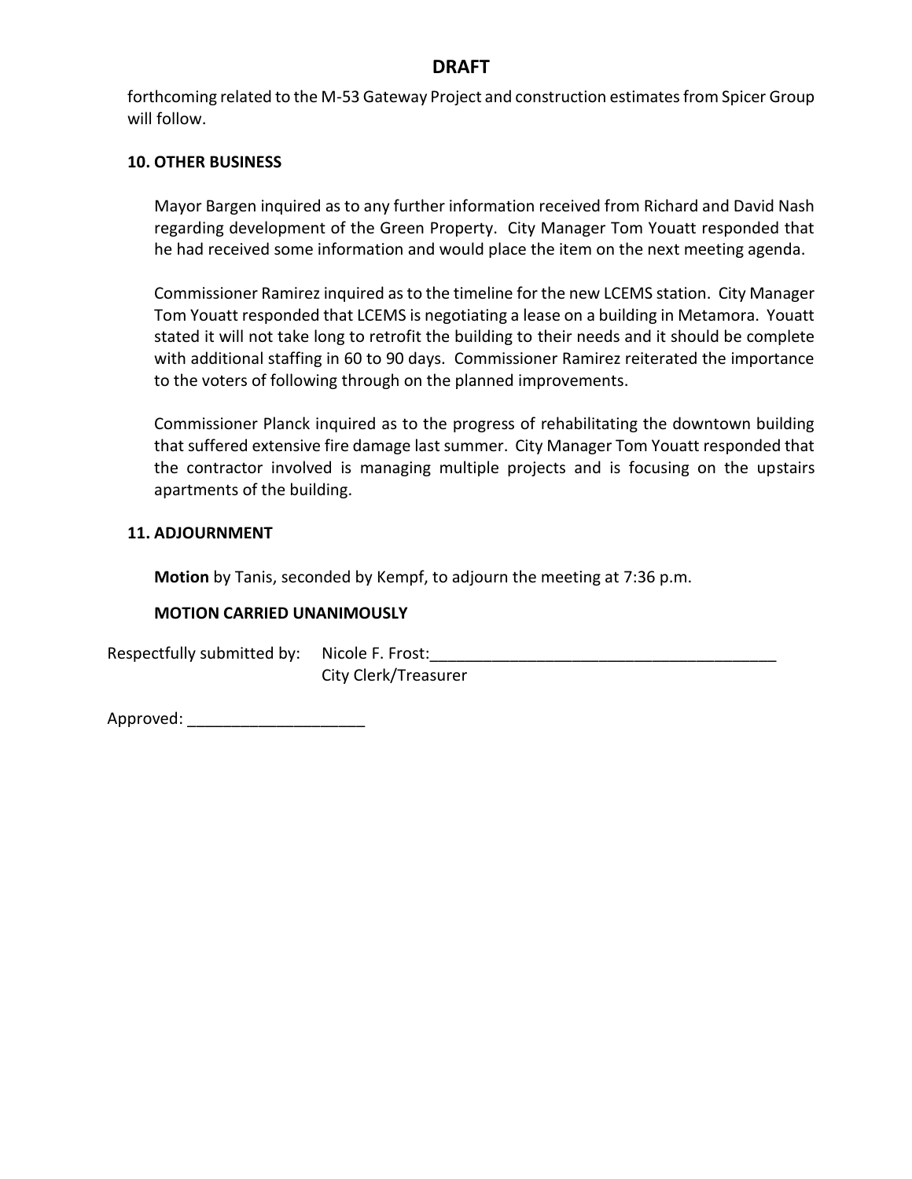**DRAFT**

forthcoming related to the M-53 Gateway Project and construction estimates from Spicer Group will follow.

**10. OTHER BUSINESS**

Mayor Bargen inquired as to any further information received from Richard and David Nash regarding development of the Green Property. City Manager Tom Youatt responded that he had received some information and would place the item on the next meeting agenda.

Commissioner Ramirez inquired as to the timeline for the new LCEMS station. City Manager Tom Youatt responded that LCEMS is negotiating a lease on a building in Metamora. Youatt stated it will not take long to retrofit the building to their needs and it should be complete with additional staffing in 60 to 90 days. Commissioner Ramirez reiterated the importance to the voters of following through on the planned improvements.

Commissioner Planck inquired as to the progress of rehabilitating the downtown building that suffered extensive fire damage last summer. City Manager Tom Youatt responded that the contractor involved is managing multiple projects and is focusing on the upstairs apartments of the building.

**11. ADJOURNMENT**

**Motion** by Tanis, seconded by Kempf, to adjourn the meeting at 7:36 p.m.

**MOTION CARRIED UNANIMOUSLY**

Respectfully submitted by: Nicole F. Frost:________________________________________
City Clerk/Treasurer

Approved: ____________________